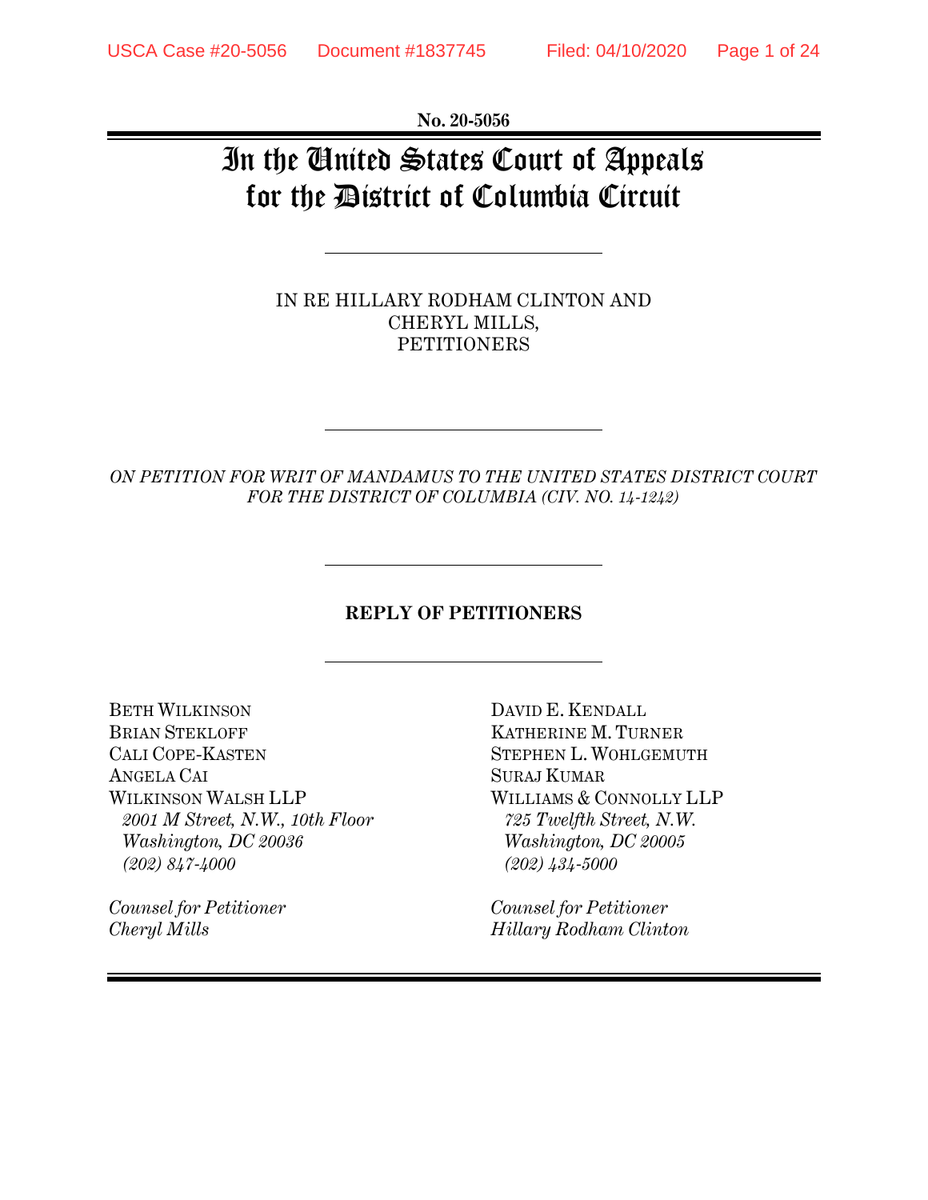**No. 20-5056**

# In the United States Court of Appeals for the District of Columbia Circuit

---

IN RE HILLARY RODHAM CLINTON AND CHERYL MILLS,
PETITIONERS

---

*ON PETITION FOR WRIT OF MANDAMUS TO THE UNITED STATES DISTRICT COURT FOR THE DISTRICT OF COLUMBIA (CIV. NO. 14-1242)*

---

**REPLY OF PETITIONERS**

---

BETH WILKINSON
BRIAN STEKLOFF
CALI COPE-KASTEN
ANGELA CAI
WILKINSON WALSH LLP
*2001 M Street, N.W., 10th Floor*
*Washington, DC 20036*
*(202) 847-4000*

*Counsel for Petitioner*
*Cheryl Mills*

DAVID E. KENDALL
KATHERINE M. TURNER
STEPHEN L. WOHLGEMUTH
SURAJ KUMAR
WILLIAMS & CONNOLLY LLP
*725 Twelfth Street, N.W.*
*Washington, DC 20005*
*(202) 434-5000*

*Counsel for Petitioner*
*Hillary Rodham Clinton*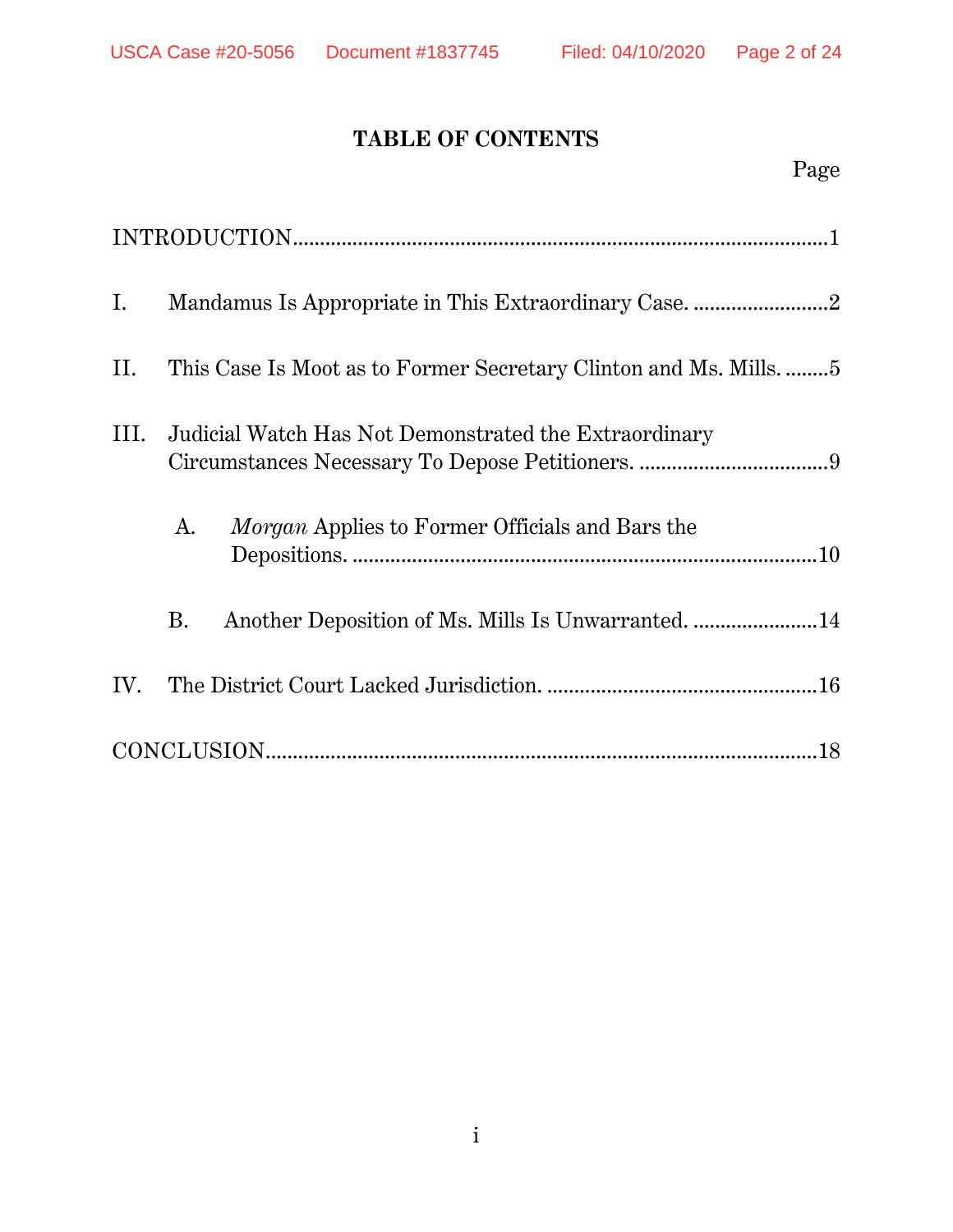## TABLE OF CONTENTS

Page

INTRODUCTION .......................................................................................... 1

I. Mandamus Is Appropriate in This Extraordinary Case. ......................... 2

II. This Case Is Moot as to Former Secretary Clinton and Ms. Mills. ........ 5

III. Judicial Watch Has Not Demonstrated the Extraordinary Circumstances Necessary To Depose Petitioners. ................................... 9

   A. *Morgan* Applies to Former Officials and Bars the Depositions. ...................................................................................... 10

   B. Another Deposition of Ms. Mills Is Unwarranted. ....................... 14

IV. The District Court Lacked Jurisdiction. .................................................. 16

CONCLUSION ............................................................................................ 18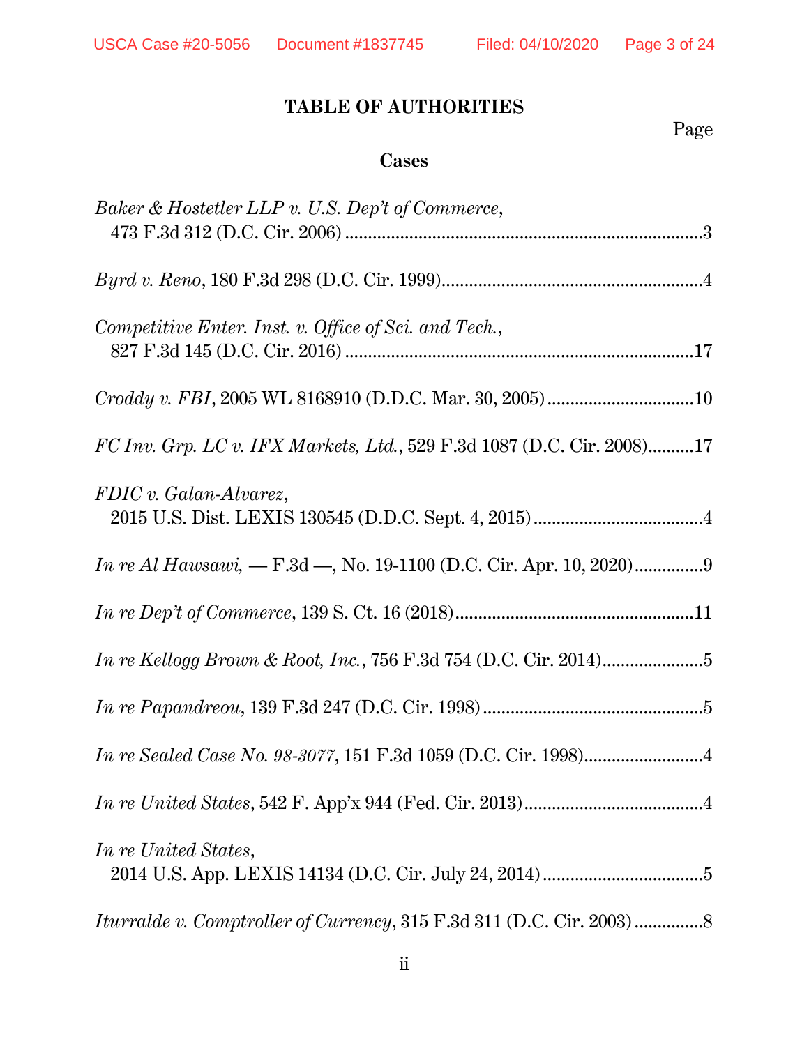# TABLE OF AUTHORITIES

Page

## Cases

*Baker & Hostetler LLP v. U.S. Dep't of Commerce*, 473 F.3d 312 (D.C. Cir. 2006) ............................................................................3

*Byrd v. Reno*, 180 F.3d 298 (D.C. Cir. 1999)........................................................4

*Competitive Enter. Inst. v. Office of Sci. and Tech.*, 827 F.3d 145 (D.C. Cir. 2016) ............................................................................17

*Croddy v. FBI*, 2005 WL 8168910 (D.D.C. Mar. 30, 2005) ...............................10

*FC Inv. Grp. LC v. IFX Markets, Ltd.*, 529 F.3d 1087 (D.C. Cir. 2008)..........17

*FDIC v. Galan-Alvarez*, 2015 U.S. Dist. LEXIS 130545 (D.D.C. Sept. 4, 2015) ....................................4

*In re Al Hawsawi,* — F.3d —, No. 19-1100 (D.C. Cir. Apr. 10, 2020)..............9

*In re Dep't of Commerce*, 139 S. Ct. 16 (2018)...................................................11

*In re Kellogg Brown & Root, Inc.*, 756 F.3d 754 (D.C. Cir. 2014)......................5

*In re Papandreou*, 139 F.3d 247 (D.C. Cir. 1998)................................................5

*In re Sealed Case No. 98-3077*, 151 F.3d 1059 (D.C. Cir. 1998)..........................4

*In re United States*, 542 F. App'x 944 (Fed. Cir. 2013).......................................4

*In re United States*, 2014 U.S. App. LEXIS 14134 (D.C. Cir. July 24, 2014)..................................5

*Iturralde v. Comptroller of Currency*, 315 F.3d 311 (D.C. Cir. 2003) ...............8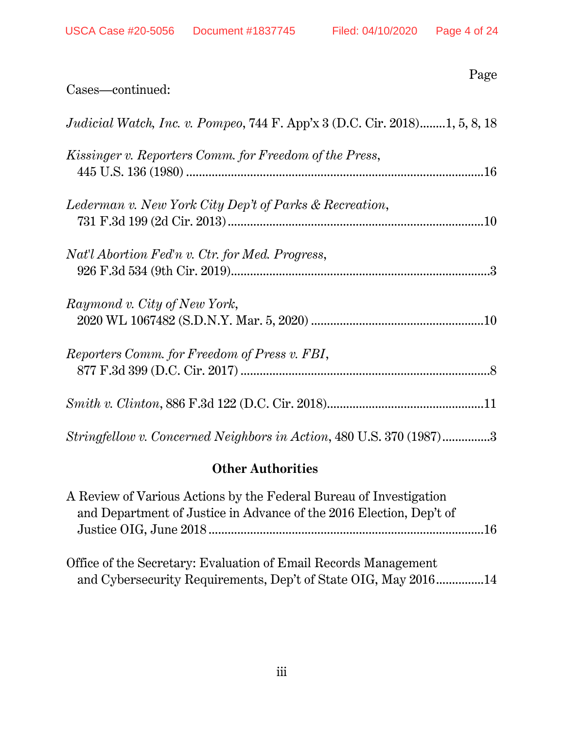Page

Cases—continued:

*Judicial Watch, Inc. v. Pompeo*, 744 F. App'x 3 (D.C. Cir. 2018)........1, 5, 8, 18

*Kissinger v. Reporters Comm. for Freedom of the Press*, 445 U.S. 136 (1980) ............................................................................16

*Lederman v. New York City Dep't of Parks & Recreation*, 731 F.3d 199 (2d Cir. 2013) ................................................................10

*Nat'l Abortion Fed'n v. Ctr. for Med. Progress*, 926 F.3d 534 (9th Cir. 2019)................................................................3

*Raymond v. City of New York*, 2020 WL 1067482 (S.D.N.Y. Mar. 5, 2020) .......................................................10

*Reporters Comm. for Freedom of Press v. FBI*, 877 F.3d 399 (D.C. Cir. 2017) ..............................................................8

*Smith v. Clinton*, 886 F.3d 122 (D.C. Cir. 2018)................................................11

*Stringfellow v. Concerned Neighbors in Action*, 480 U.S. 370 (1987)...............3

**Other Authorities**

A Review of Various Actions by the Federal Bureau of Investigation and Department of Justice in Advance of the 2016 Election, Dep't of Justice OIG, June 2018 .......................................................................16

Office of the Secretary: Evaluation of Email Records Management and Cybersecurity Requirements, Dep't of State OIG, May 2016...............14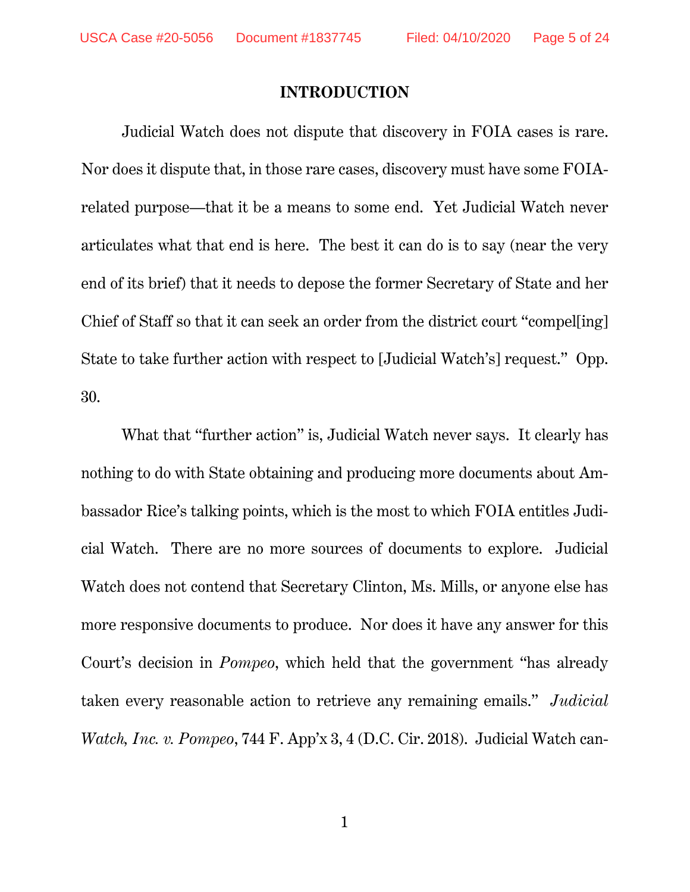## INTRODUCTION

Judicial Watch does not dispute that discovery in FOIA cases is rare. Nor does it dispute that, in those rare cases, discovery must have some FOIA-related purpose—that it be a means to some end. Yet Judicial Watch never articulates what that end is here. The best it can do is to say (near the very end of its brief) that it needs to depose the former Secretary of State and her Chief of Staff so that it can seek an order from the district court "compel[ing] State to take further action with respect to [Judicial Watch's] request." Opp. 30.

What that "further action" is, Judicial Watch never says. It clearly has nothing to do with State obtaining and producing more documents about Ambassador Rice's talking points, which is the most to which FOIA entitles Judicial Watch. There are no more sources of documents to explore. Judicial Watch does not contend that Secretary Clinton, Ms. Mills, or anyone else has more responsive documents to produce. Nor does it have any answer for this Court's decision in *Pompeo*, which held that the government "has already taken every reasonable action to retrieve any remaining emails." *Judicial Watch, Inc. v. Pompeo*, 744 F. App'x 3, 4 (D.C. Cir. 2018). Judicial Watch can-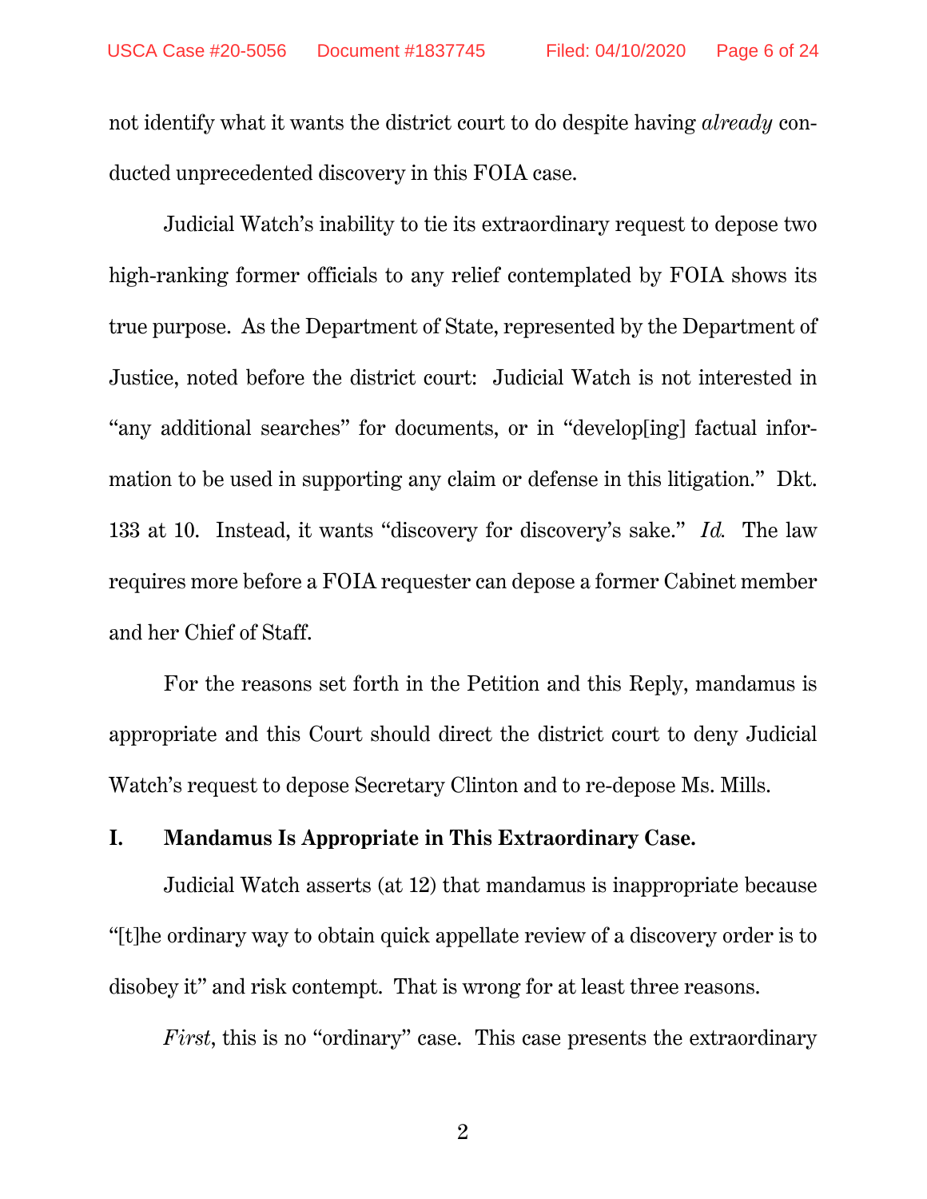not identify what it wants the district court to do despite having *already* conducted unprecedented discovery in this FOIA case.

Judicial Watch's inability to tie its extraordinary request to depose two high-ranking former officials to any relief contemplated by FOIA shows its true purpose. As the Department of State, represented by the Department of Justice, noted before the district court: Judicial Watch is not interested in "any additional searches" for documents, or in "develop[ing] factual information to be used in supporting any claim or defense in this litigation." Dkt. 133 at 10. Instead, it wants "discovery for discovery's sake." *Id.* The law requires more before a FOIA requester can depose a former Cabinet member and her Chief of Staff.

For the reasons set forth in the Petition and this Reply, mandamus is appropriate and this Court should direct the district court to deny Judicial Watch's request to depose Secretary Clinton and to re-depose Ms. Mills.

## I. Mandamus Is Appropriate in This Extraordinary Case.

Judicial Watch asserts (at 12) that mandamus is inappropriate because "[t]he ordinary way to obtain quick appellate review of a discovery order is to disobey it" and risk contempt. That is wrong for at least three reasons.

*First*, this is no "ordinary" case. This case presents the extraordinary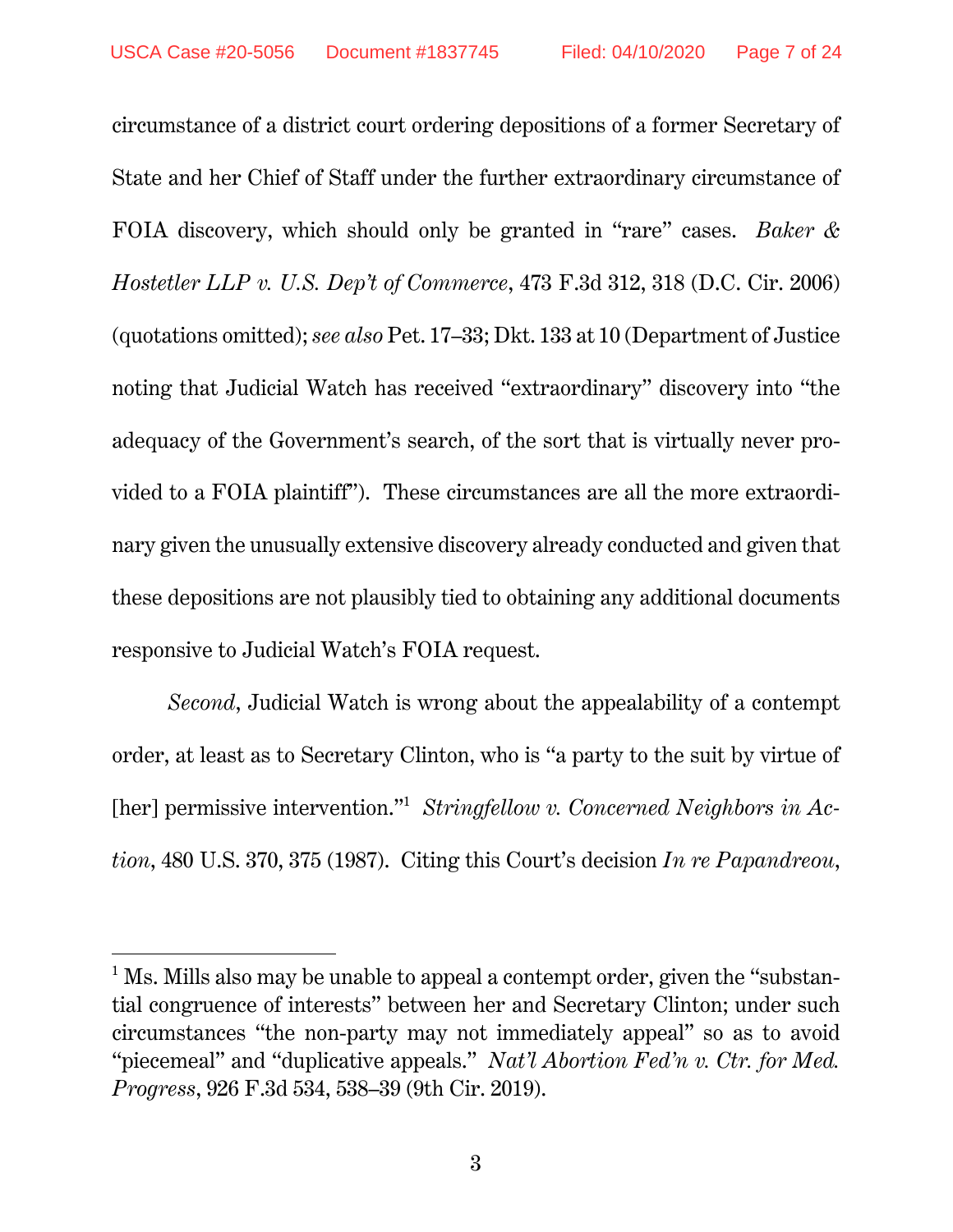circumstance of a district court ordering depositions of a former Secretary of State and her Chief of Staff under the further extraordinary circumstance of FOIA discovery, which should only be granted in "rare" cases. *Baker & Hostetler LLP v. U.S. Dep't of Commerce*, 473 F.3d 312, 318 (D.C. Cir. 2006) (quotations omitted); *see also* Pet. 17–33; Dkt. 133 at 10 (Department of Justice noting that Judicial Watch has received "extraordinary" discovery into "the adequacy of the Government's search, of the sort that is virtually never provided to a FOIA plaintiff"). These circumstances are all the more extraordinary given the unusually extensive discovery already conducted and given that these depositions are not plausibly tied to obtaining any additional documents responsive to Judicial Watch's FOIA request.

*Second*, Judicial Watch is wrong about the appealability of a contempt order, at least as to Secretary Clinton, who is "a party to the suit by virtue of [her] permissive intervention."[1] *Stringfellow v. Concerned Neighbors in Action*, 480 U.S. 370, 375 (1987). Citing this Court's decision *In re Papandreou*,

---

[1] Ms. Mills also may be unable to appeal a contempt order, given the "substantial congruence of interests" between her and Secretary Clinton; under such circumstances "the non-party may not immediately appeal" so as to avoid "piecemeal" and "duplicative appeals." *Nat'l Abortion Fed'n v. Ctr. for Med. Progress*, 926 F.3d 534, 538–39 (9th Cir. 2019).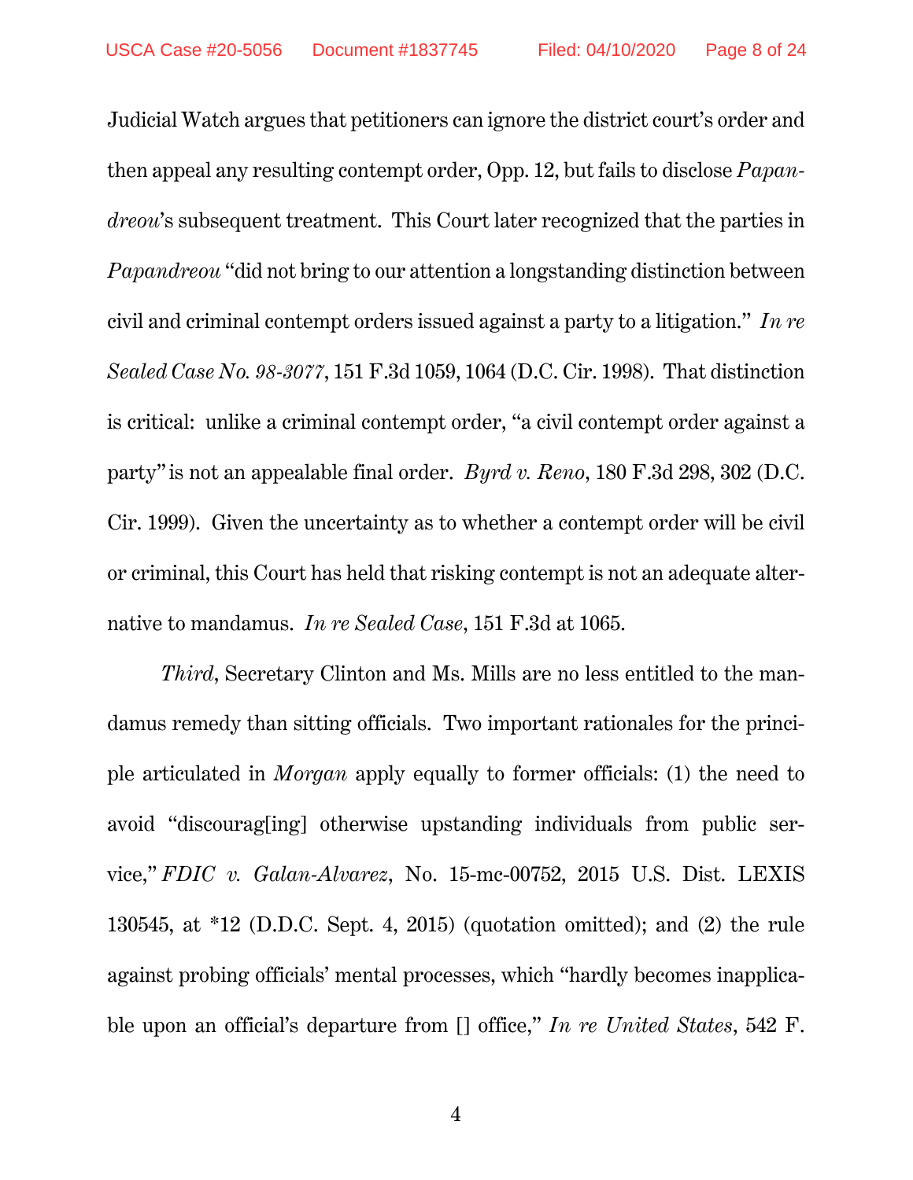Judicial Watch argues that petitioners can ignore the district court's order and then appeal any resulting contempt order, Opp. 12, but fails to disclose *Papandreou*'s subsequent treatment. This Court later recognized that the parties in *Papandreou* "did not bring to our attention a longstanding distinction between civil and criminal contempt orders issued against a party to a litigation." *In re Sealed Case No. 98-3077*, 151 F.3d 1059, 1064 (D.C. Cir. 1998). That distinction is critical: unlike a criminal contempt order, "a civil contempt order against a party" is not an appealable final order. *Byrd v. Reno*, 180 F.3d 298, 302 (D.C. Cir. 1999). Given the uncertainty as to whether a contempt order will be civil or criminal, this Court has held that risking contempt is not an adequate alternative to mandamus. *In re Sealed Case*, 151 F.3d at 1065.

*Third*, Secretary Clinton and Ms. Mills are no less entitled to the mandamus remedy than sitting officials. Two important rationales for the principle articulated in *Morgan* apply equally to former officials: (1) the need to avoid "discourag[ing] otherwise upstanding individuals from public service," *FDIC v. Galan-Alvarez*, No. 15-mc-00752, 2015 U.S. Dist. LEXIS 130545, at *12 (D.D.C. Sept. 4, 2015) (quotation omitted); and (2) the rule against probing officials' mental processes, which "hardly becomes inapplicable upon an official's departure from [] office," *In re United States*, 542 F.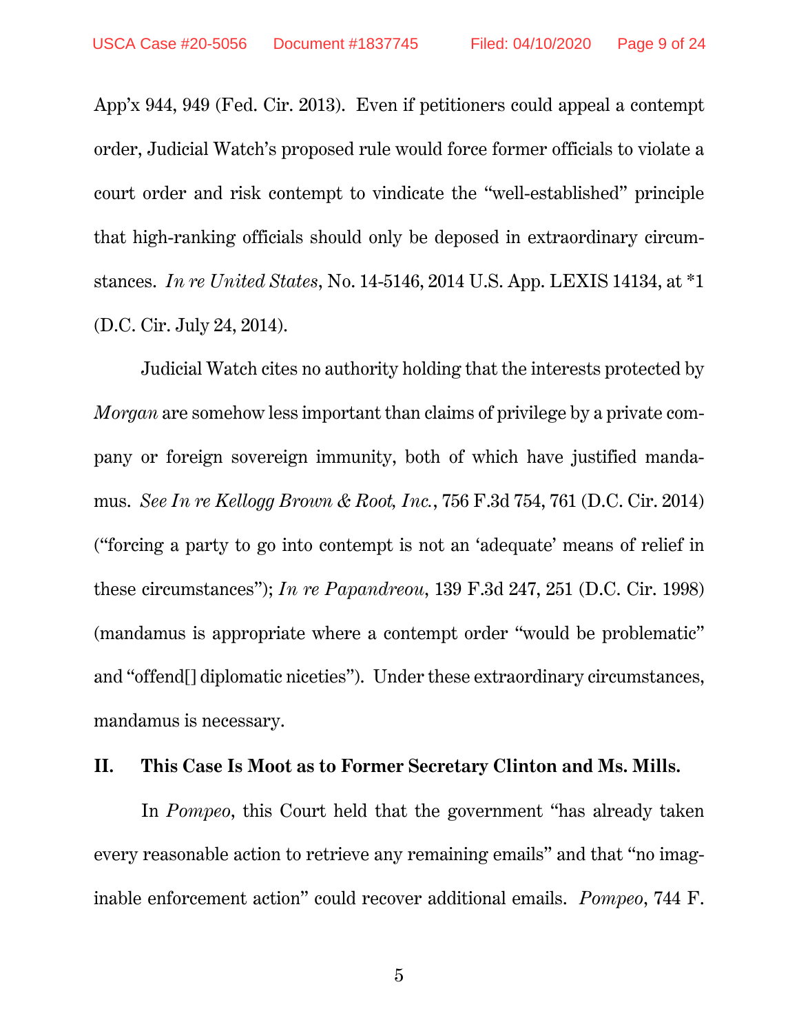App'x 944, 949 (Fed. Cir. 2013). Even if petitioners could appeal a contempt order, Judicial Watch's proposed rule would force former officials to violate a court order and risk contempt to vindicate the "well-established" principle that high-ranking officials should only be deposed in extraordinary circumstances. *In re United States*, No. 14-5146, 2014 U.S. App. LEXIS 14134, at *1 (D.C. Cir. July 24, 2014).

Judicial Watch cites no authority holding that the interests protected by *Morgan* are somehow less important than claims of privilege by a private company or foreign sovereign immunity, both of which have justified mandamus. *See In re Kellogg Brown & Root, Inc.*, 756 F.3d 754, 761 (D.C. Cir. 2014) ("forcing a party to go into contempt is not an 'adequate' means of relief in these circumstances"); *In re Papandreou*, 139 F.3d 247, 251 (D.C. Cir. 1998) (mandamus is appropriate where a contempt order "would be problematic" and "offend[] diplomatic niceties"). Under these extraordinary circumstances, mandamus is necessary.

## II. This Case Is Moot as to Former Secretary Clinton and Ms. Mills.

In *Pompeo*, this Court held that the government "has already taken every reasonable action to retrieve any remaining emails" and that "no imaginable enforcement action" could recover additional emails. *Pompeo*, 744 F.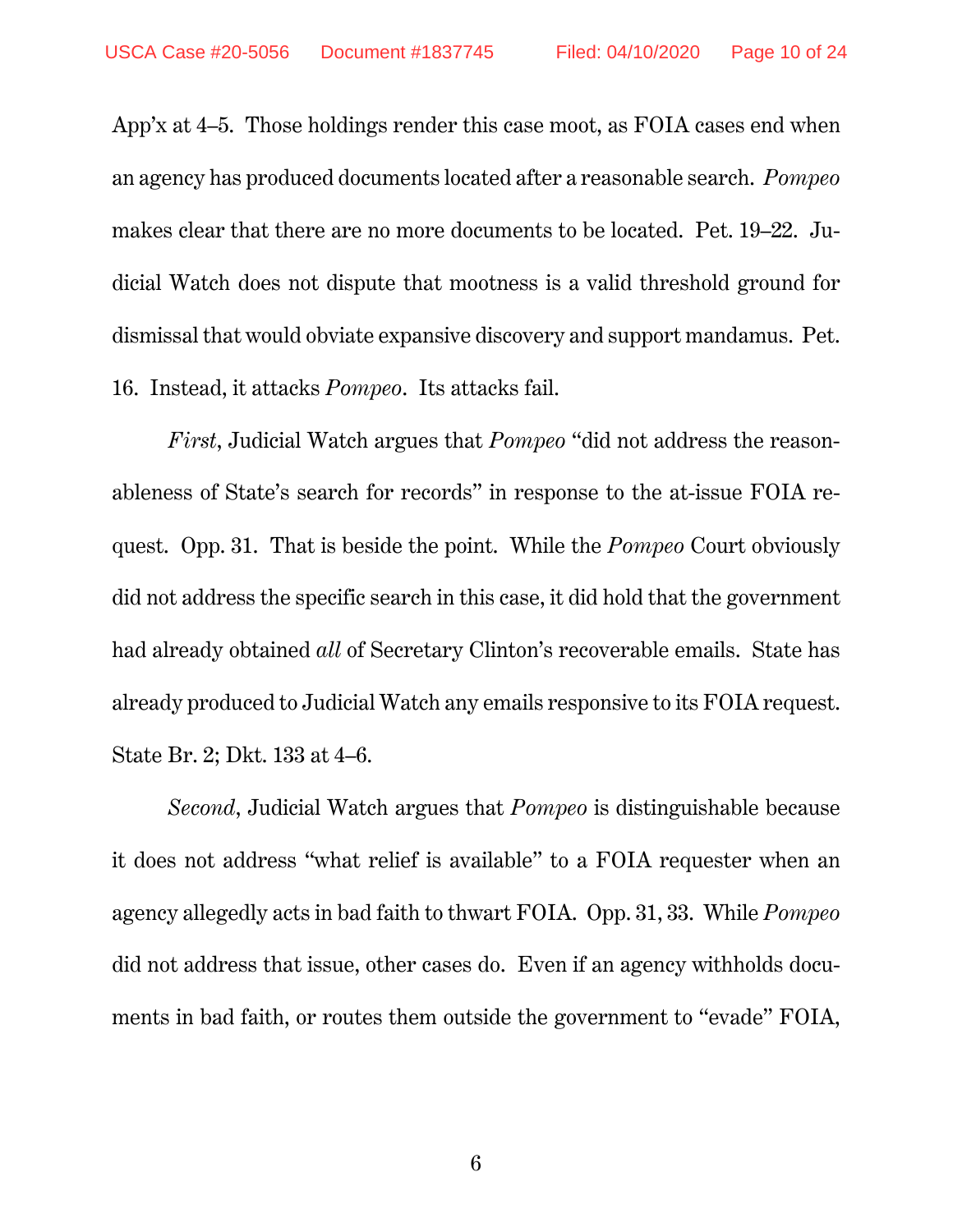App'x at 4–5. Those holdings render this case moot, as FOIA cases end when an agency has produced documents located after a reasonable search. *Pompeo* makes clear that there are no more documents to be located. Pet. 19–22. Judicial Watch does not dispute that mootness is a valid threshold ground for dismissal that would obviate expansive discovery and support mandamus. Pet. 16. Instead, it attacks *Pompeo*. Its attacks fail.

*First*, Judicial Watch argues that *Pompeo* "did not address the reasonableness of State's search for records" in response to the at-issue FOIA request. Opp. 31. That is beside the point. While the *Pompeo* Court obviously did not address the specific search in this case, it did hold that the government had already obtained *all* of Secretary Clinton's recoverable emails. State has already produced to Judicial Watch any emails responsive to its FOIA request. State Br. 2; Dkt. 133 at 4–6.

*Second*, Judicial Watch argues that *Pompeo* is distinguishable because it does not address "what relief is available" to a FOIA requester when an agency allegedly acts in bad faith to thwart FOIA. Opp. 31, 33. While *Pompeo* did not address that issue, other cases do. Even if an agency withholds documents in bad faith, or routes them outside the government to "evade" FOIA,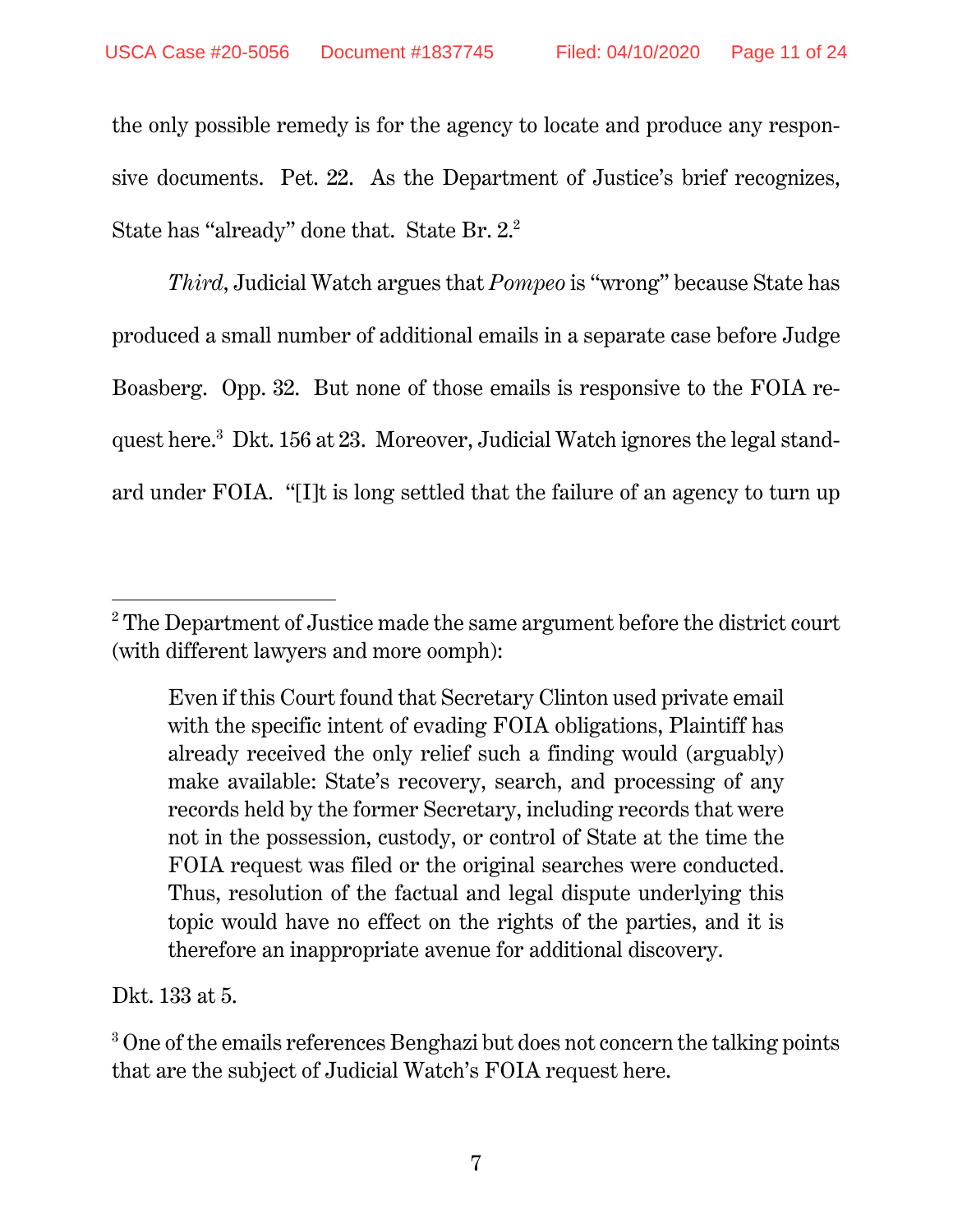the only possible remedy is for the agency to locate and produce any responsive documents. Pet. 22. As the Department of Justice's brief recognizes, State has "already" done that. State Br. 2.[2]

*Third*, Judicial Watch argues that *Pompeo* is "wrong" because State has produced a small number of additional emails in a separate case before Judge Boasberg. Opp. 32. But none of those emails is responsive to the FOIA request here.[3] Dkt. 156 at 23. Moreover, Judicial Watch ignores the legal standard under FOIA. "[I]t is long settled that the failure of an agency to turn up

---

[2] The Department of Justice made the same argument before the district court (with different lawyers and more oomph):

> Even if this Court found that Secretary Clinton used private email with the specific intent of evading FOIA obligations, Plaintiff has already received the only relief such a finding would (arguably) make available: State's recovery, search, and processing of any records held by the former Secretary, including records that were not in the possession, custody, or control of State at the time the FOIA request was filed or the original searches were conducted. Thus, resolution of the factual and legal dispute underlying this topic would have no effect on the rights of the parties, and it is therefore an inappropriate avenue for additional discovery.

Dkt. 133 at 5.

[3] One of the emails references Benghazi but does not concern the talking points that are the subject of Judicial Watch's FOIA request here.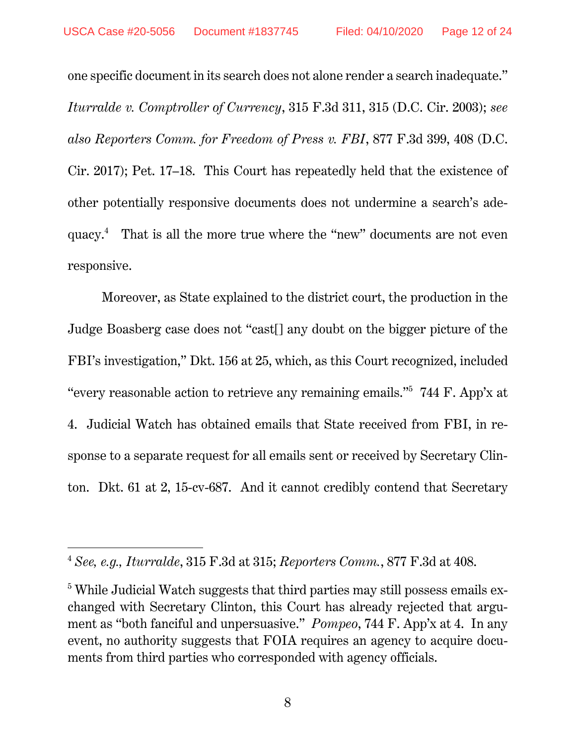one specific document in its search does not alone render a search inadequate." *Iturralde v. Comptroller of Currency*, 315 F.3d 311, 315 (D.C. Cir. 2003); *see also Reporters Comm. for Freedom of Press v. FBI*, 877 F.3d 399, 408 (D.C. Cir. 2017); Pet. 17–18. This Court has repeatedly held that the existence of other potentially responsive documents does not undermine a search's adequacy.[4] That is all the more true where the "new" documents are not even responsive.

Moreover, as State explained to the district court, the production in the Judge Boasberg case does not "cast[] any doubt on the bigger picture of the FBI's investigation," Dkt. 156 at 25, which, as this Court recognized, included "every reasonable action to retrieve any remaining emails."[5] 744 F. App'x at 4. Judicial Watch has obtained emails that State received from FBI, in response to a separate request for all emails sent or received by Secretary Clinton. Dkt. 61 at 2, 15-cv-687. And it cannot credibly contend that Secretary

---

[4] *See, e.g., Iturralde*, 315 F.3d at 315; *Reporters Comm.*, 877 F.3d at 408.

[5] While Judicial Watch suggests that third parties may still possess emails exchanged with Secretary Clinton, this Court has already rejected that argument as "both fanciful and unpersuasive." *Pompeo*, 744 F. App'x at 4. In any event, no authority suggests that FOIA requires an agency to acquire documents from third parties who corresponded with agency officials.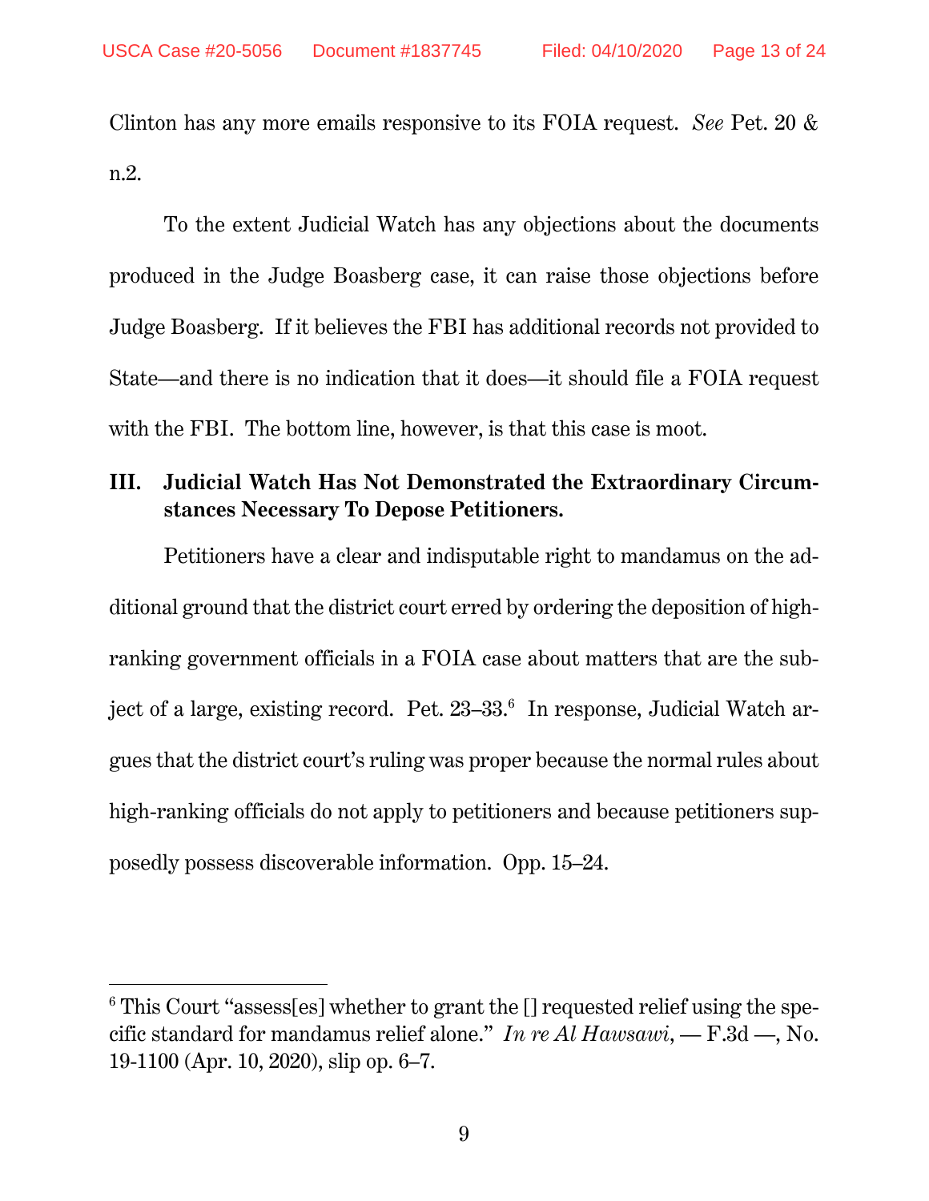Clinton has any more emails responsive to its FOIA request. *See* Pet. 20 & n.2.

To the extent Judicial Watch has any objections about the documents produced in the Judge Boasberg case, it can raise those objections before Judge Boasberg. If it believes the FBI has additional records not provided to State—and there is no indication that it does—it should file a FOIA request with the FBI. The bottom line, however, is that this case is moot.

## III. Judicial Watch Has Not Demonstrated the Extraordinary Circumstances Necessary To Depose Petitioners.

Petitioners have a clear and indisputable right to mandamus on the additional ground that the district court erred by ordering the deposition of high-ranking government officials in a FOIA case about matters that are the subject of a large, existing record. Pet. 23–33.[6] In response, Judicial Watch argues that the district court's ruling was proper because the normal rules about high-ranking officials do not apply to petitioners and because petitioners supposedly possess discoverable information. Opp. 15–24.

---

[6] This Court "assess[es] whether to grant the [] requested relief using the specific standard for mandamus relief alone." *In re Al Hawsawi*, — F.3d —, No. 19-1100 (Apr. 10, 2020), slip op. 6–7.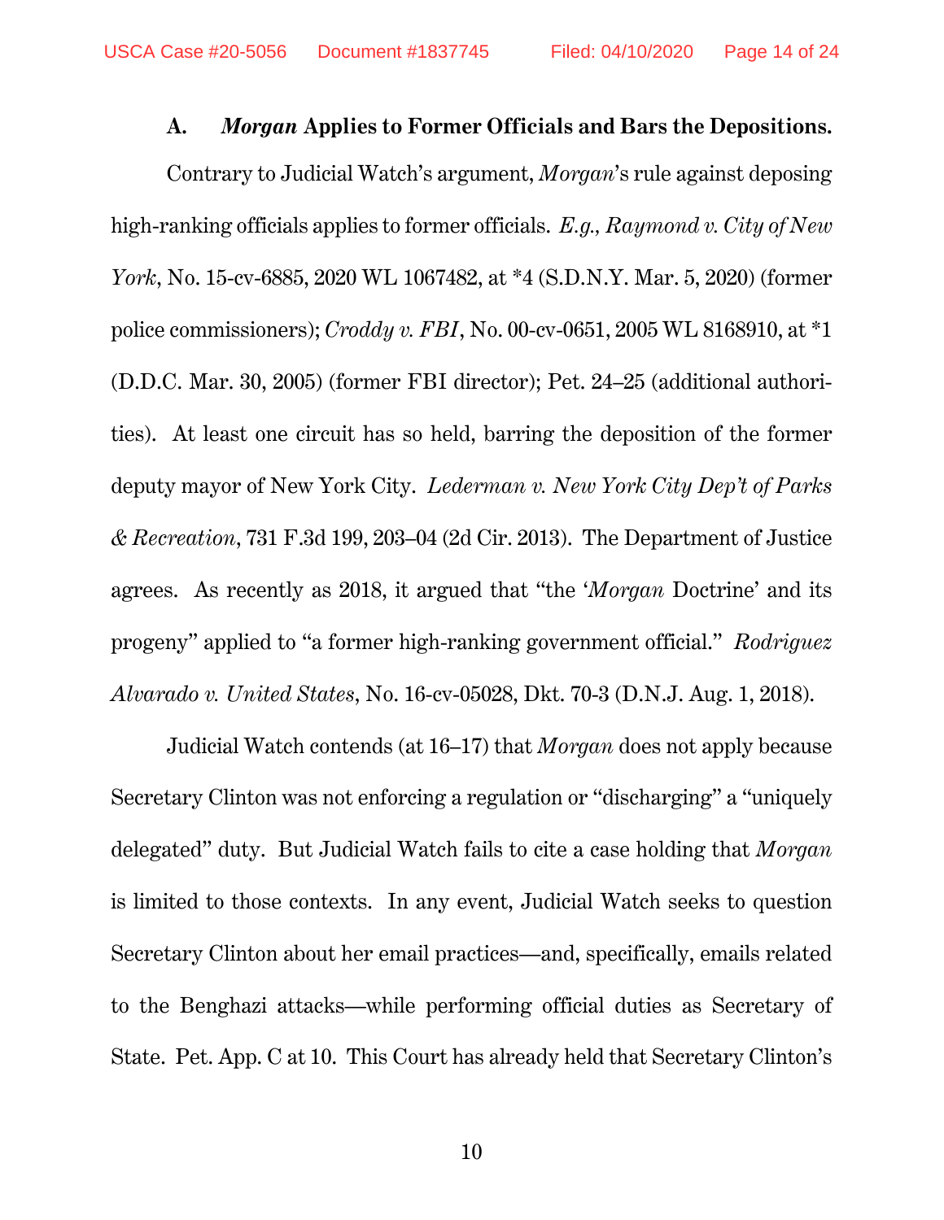### A. *Morgan* Applies to Former Officials and Bars the Depositions.

Contrary to Judicial Watch's argument, *Morgan*'s rule against deposing high-ranking officials applies to former officials. *E.g., Raymond v. City of New York*, No. 15-cv-6885, 2020 WL 1067482, at *4 (S.D.N.Y. Mar. 5, 2020) (former police commissioners); *Croddy v. FBI*, No. 00-cv-0651, 2005 WL 8168910, at *1 (D.D.C. Mar. 30, 2005) (former FBI director); Pet. 24–25 (additional authorities). At least one circuit has so held, barring the deposition of the former deputy mayor of New York City. *Lederman v. New York City Dep't of Parks & Recreation*, 731 F.3d 199, 203–04 (2d Cir. 2013). The Department of Justice agrees. As recently as 2018, it argued that "the '*Morgan* Doctrine' and its progeny" applied to "a former high-ranking government official." *Rodriguez Alvarado v. United States*, No. 16-cv-05028, Dkt. 70-3 (D.N.J. Aug. 1, 2018).

Judicial Watch contends (at 16–17) that *Morgan* does not apply because Secretary Clinton was not enforcing a regulation or "discharging" a "uniquely delegated" duty. But Judicial Watch fails to cite a case holding that *Morgan* is limited to those contexts. In any event, Judicial Watch seeks to question Secretary Clinton about her email practices—and, specifically, emails related to the Benghazi attacks—while performing official duties as Secretary of State. Pet. App. C at 10. This Court has already held that Secretary Clinton's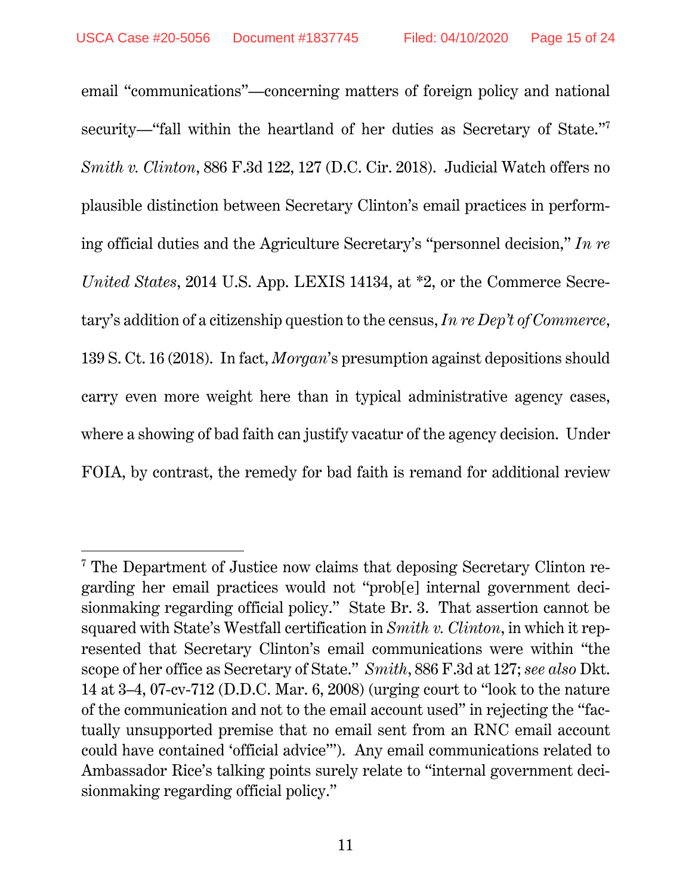email "communications"—concerning matters of foreign policy and national security—"fall within the heartland of her duties as Secretary of State."[7] *Smith v. Clinton*, 886 F.3d 122, 127 (D.C. Cir. 2018). Judicial Watch offers no plausible distinction between Secretary Clinton's email practices in performing official duties and the Agriculture Secretary's "personnel decision," *In re United States*, 2014 U.S. App. LEXIS 14134, at *2, or the Commerce Secretary's addition of a citizenship question to the census, *In re Dep't of Commerce*, 139 S. Ct. 16 (2018). In fact, *Morgan*'s presumption against depositions should carry even more weight here than in typical administrative agency cases, where a showing of bad faith can justify vacatur of the agency decision. Under FOIA, by contrast, the remedy for bad faith is remand for additional review

---

[7] The Department of Justice now claims that deposing Secretary Clinton regarding her email practices would not "prob[e] internal government decisionmaking regarding official policy." State Br. 3. That assertion cannot be squared with State's Westfall certification in *Smith v. Clinton*, in which it represented that Secretary Clinton's email communications were within "the scope of her office as Secretary of State." *Smith*, 886 F.3d at 127; *see also* Dkt. 14 at 3–4, 07-cv-712 (D.D.C. Mar. 6, 2008) (urging court to "look to the nature of the communication and not to the email account used" in rejecting the "factually unsupported premise that no email sent from an RNC email account could have contained 'official advice'"). Any email communications related to Ambassador Rice's talking points surely relate to "internal government decisionmaking regarding official policy."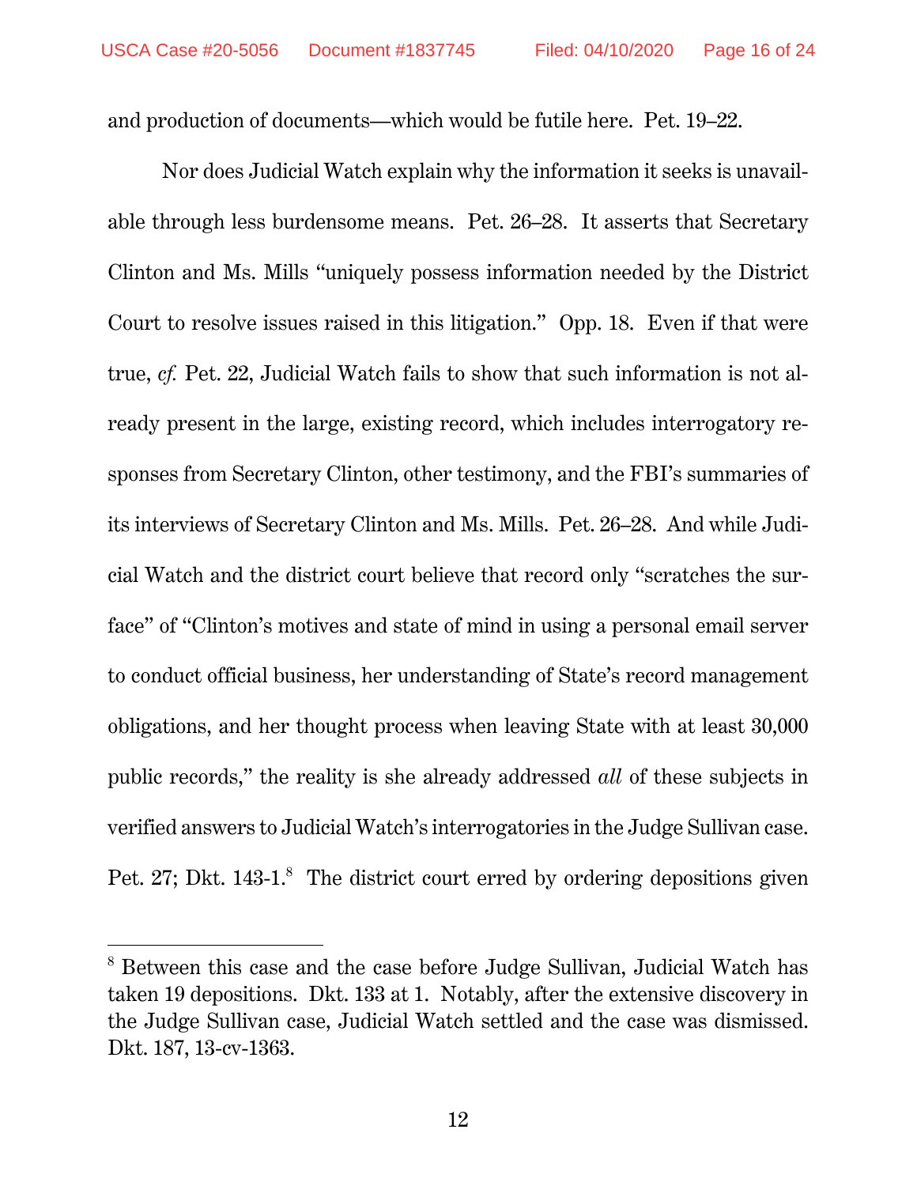and production of documents—which would be futile here. Pet. 19–22.

Nor does Judicial Watch explain why the information it seeks is unavailable through less burdensome means. Pet. 26–28. It asserts that Secretary Clinton and Ms. Mills "uniquely possess information needed by the District Court to resolve issues raised in this litigation." Opp. 18. Even if that were true, *cf.* Pet. 22, Judicial Watch fails to show that such information is not already present in the large, existing record, which includes interrogatory responses from Secretary Clinton, other testimony, and the FBI's summaries of its interviews of Secretary Clinton and Ms. Mills. Pet. 26–28. And while Judicial Watch and the district court believe that record only "scratches the surface" of "Clinton's motives and state of mind in using a personal email server to conduct official business, her understanding of State's record management obligations, and her thought process when leaving State with at least 30,000 public records," the reality is she already addressed *all* of these subjects in verified answers to Judicial Watch's interrogatories in the Judge Sullivan case. Pet. 27; Dkt. 143-1.[8] The district court erred by ordering depositions given

[8] Between this case and the case before Judge Sullivan, Judicial Watch has taken 19 depositions. Dkt. 133 at 1. Notably, after the extensive discovery in the Judge Sullivan case, Judicial Watch settled and the case was dismissed. Dkt. 187, 13-cv-1363.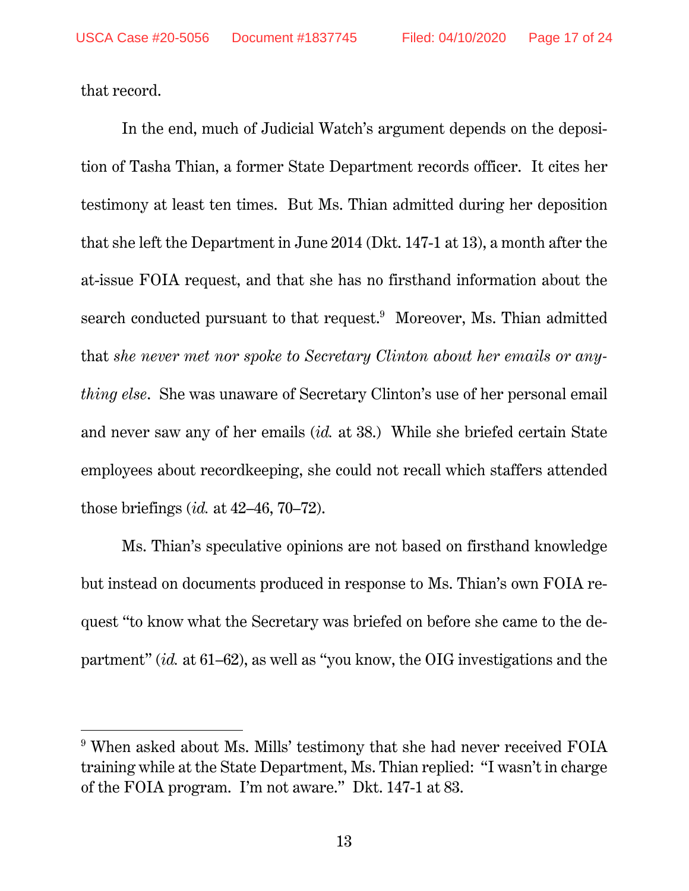that record.

In the end, much of Judicial Watch's argument depends on the deposition of Tasha Thian, a former State Department records officer. It cites her testimony at least ten times. But Ms. Thian admitted during her deposition that she left the Department in June 2014 (Dkt. 147-1 at 13), a month after the at-issue FOIA request, and that she has no firsthand information about the search conducted pursuant to that request.[9] Moreover, Ms. Thian admitted that *she never met nor spoke to Secretary Clinton about her emails or anything else*. She was unaware of Secretary Clinton's use of her personal email and never saw any of her emails (*id.* at 38.) While she briefed certain State employees about recordkeeping, she could not recall which staffers attended those briefings (*id.* at 42–46, 70–72).

Ms. Thian's speculative opinions are not based on firsthand knowledge but instead on documents produced in response to Ms. Thian's own FOIA request "to know what the Secretary was briefed on before she came to the department" (*id.* at 61–62), as well as "you know, the OIG investigations and the

[9] When asked about Ms. Mills' testimony that she had never received FOIA training while at the State Department, Ms. Thian replied: "I wasn't in charge of the FOIA program. I'm not aware." Dkt. 147-1 at 83.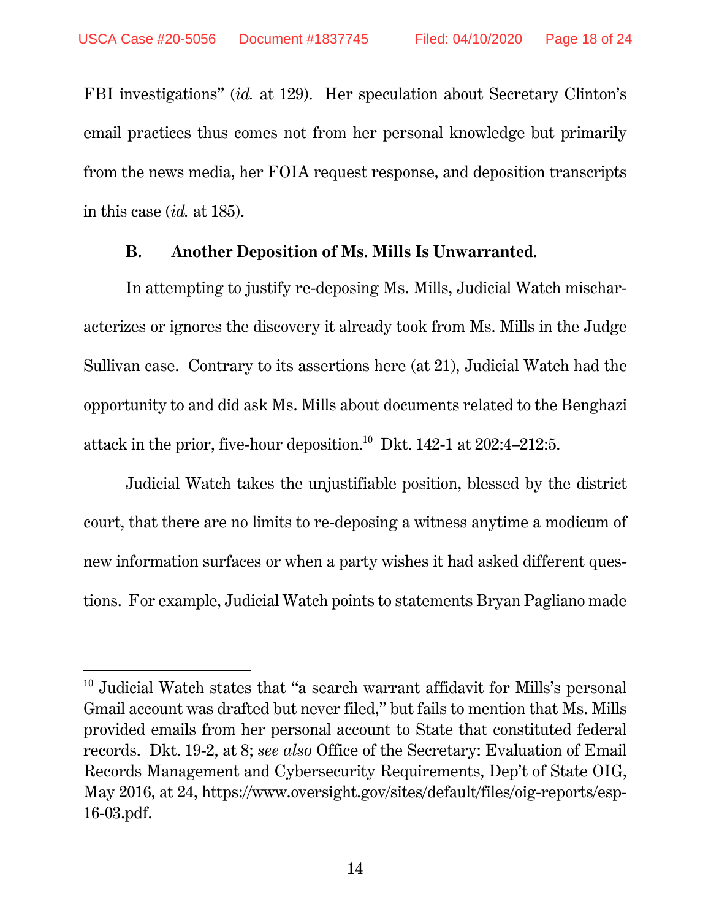FBI investigations" (*id.* at 129). Her speculation about Secretary Clinton's email practices thus comes not from her personal knowledge but primarily from the news media, her FOIA request response, and deposition transcripts in this case (*id.* at 185).

### B. Another Deposition of Ms. Mills Is Unwarranted.

In attempting to justify re-deposing Ms. Mills, Judicial Watch mischaracterizes or ignores the discovery it already took from Ms. Mills in the Judge Sullivan case. Contrary to its assertions here (at 21), Judicial Watch had the opportunity to and did ask Ms. Mills about documents related to the Benghazi attack in the prior, five-hour deposition.[10] Dkt. 142-1 at 202:4–212:5.

Judicial Watch takes the unjustifiable position, blessed by the district court, that there are no limits to re-deposing a witness anytime a modicum of new information surfaces or when a party wishes it had asked different questions. For example, Judicial Watch points to statements Bryan Pagliano made

---

[10] Judicial Watch states that "a search warrant affidavit for Mills's personal Gmail account was drafted but never filed," but fails to mention that Ms. Mills provided emails from her personal account to State that constituted federal records. Dkt. 19-2, at 8; *see also* Office of the Secretary: Evaluation of Email Records Management and Cybersecurity Requirements, Dep't of State OIG, May 2016, at 24, https://www.oversight.gov/sites/default/files/oig-reports/esp-16-03.pdf.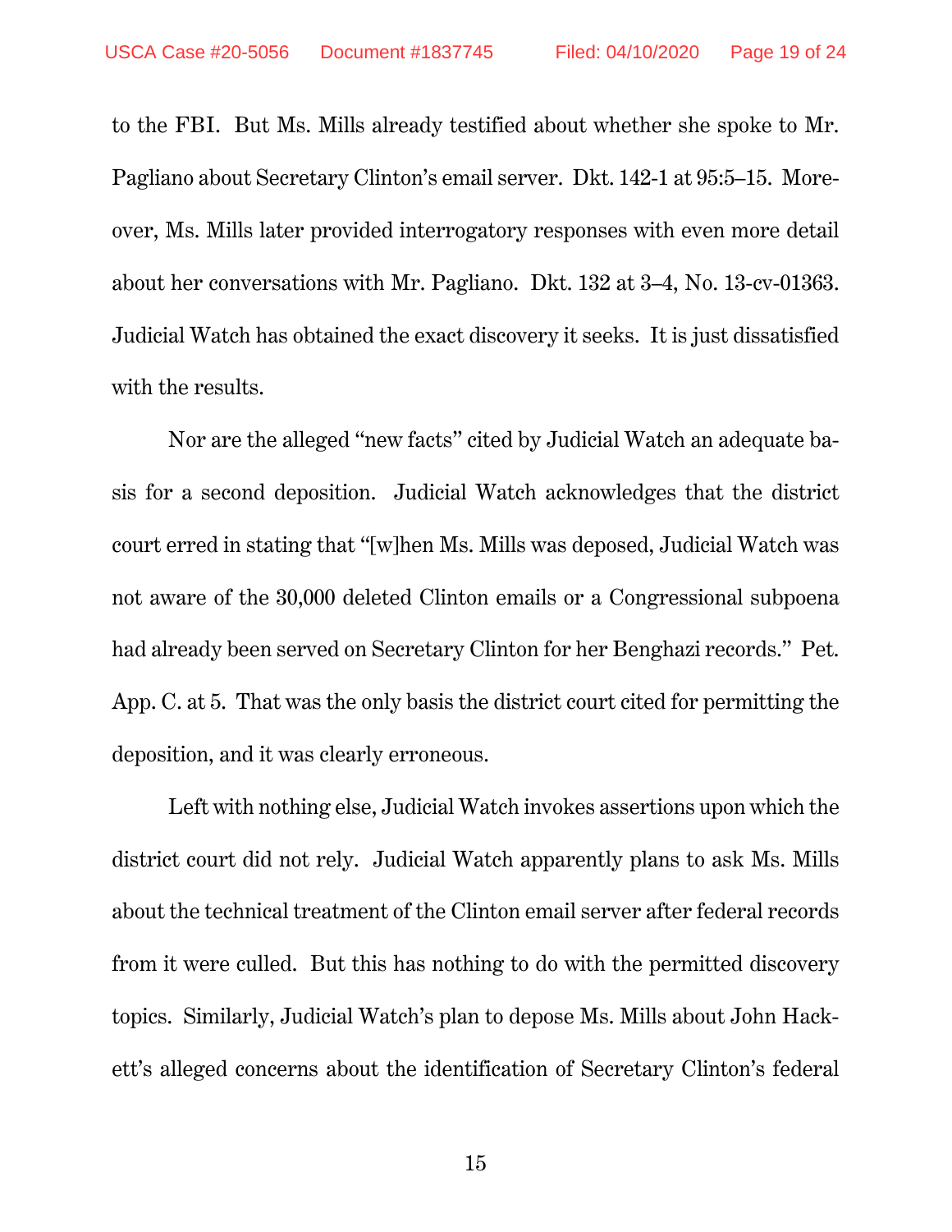to the FBI. But Ms. Mills already testified about whether she spoke to Mr. Pagliano about Secretary Clinton's email server. Dkt. 142-1 at 95:5–15. Moreover, Ms. Mills later provided interrogatory responses with even more detail about her conversations with Mr. Pagliano. Dkt. 132 at 3–4, No. 13-cv-01363. Judicial Watch has obtained the exact discovery it seeks. It is just dissatisfied with the results.

Nor are the alleged "new facts" cited by Judicial Watch an adequate basis for a second deposition. Judicial Watch acknowledges that the district court erred in stating that "[w]hen Ms. Mills was deposed, Judicial Watch was not aware of the 30,000 deleted Clinton emails or a Congressional subpoena had already been served on Secretary Clinton for her Benghazi records." Pet. App. C. at 5. That was the only basis the district court cited for permitting the deposition, and it was clearly erroneous.

Left with nothing else, Judicial Watch invokes assertions upon which the district court did not rely. Judicial Watch apparently plans to ask Ms. Mills about the technical treatment of the Clinton email server after federal records from it were culled. But this has nothing to do with the permitted discovery topics. Similarly, Judicial Watch's plan to depose Ms. Mills about John Hackett's alleged concerns about the identification of Secretary Clinton's federal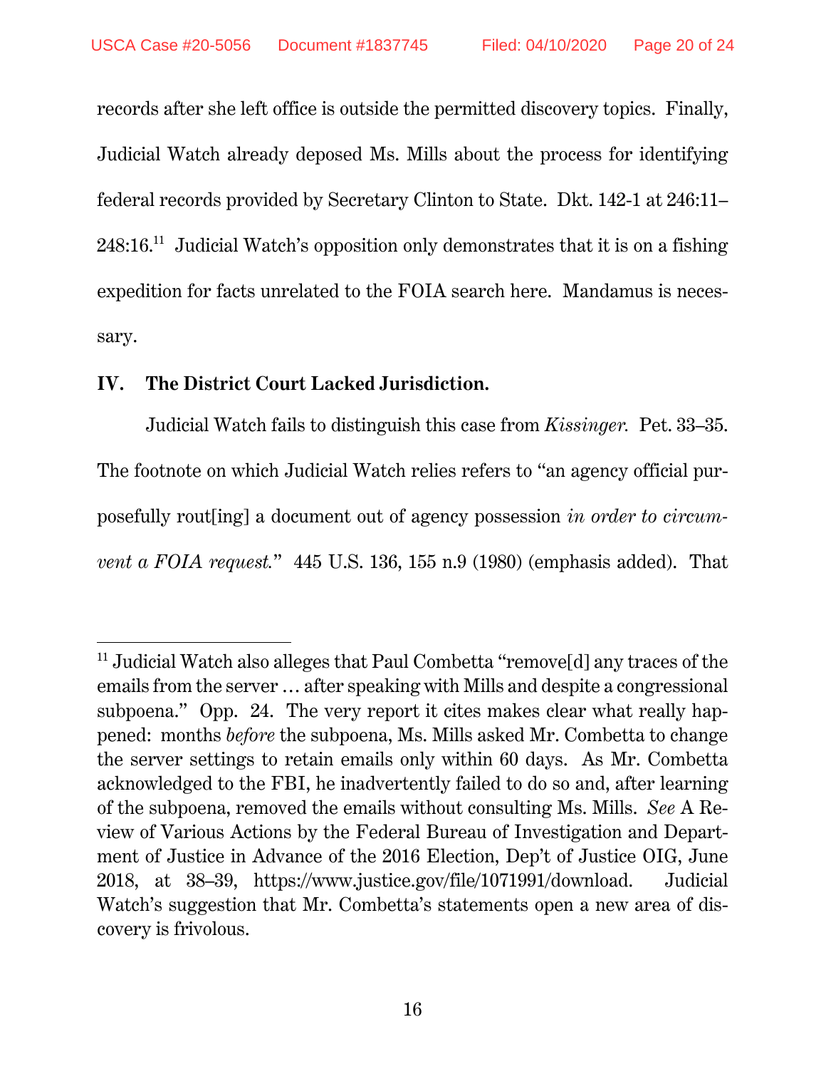records after she left office is outside the permitted discovery topics. Finally, Judicial Watch already deposed Ms. Mills about the process for identifying federal records provided by Secretary Clinton to State. Dkt. 142-1 at 246:11–248:16.[11] Judicial Watch's opposition only demonstrates that it is on a fishing expedition for facts unrelated to the FOIA search here. Mandamus is necessary.

## IV. The District Court Lacked Jurisdiction.

Judicial Watch fails to distinguish this case from *Kissinger.* Pet. 33–35. The footnote on which Judicial Watch relies refers to "an agency official purposefully rout[ing] a document out of agency possession *in order to circumvent a FOIA request.*" 445 U.S. 136, 155 n.9 (1980) (emphasis added). That

---

[11] Judicial Watch also alleges that Paul Combetta "remove[d] any traces of the emails from the server … after speaking with Mills and despite a congressional subpoena." Opp. 24. The very report it cites makes clear what really happened: months *before* the subpoena, Ms. Mills asked Mr. Combetta to change the server settings to retain emails only within 60 days. As Mr. Combetta acknowledged to the FBI, he inadvertently failed to do so and, after learning of the subpoena, removed the emails without consulting Ms. Mills. *See* A Review of Various Actions by the Federal Bureau of Investigation and Department of Justice in Advance of the 2016 Election, Dep't of Justice OIG, June 2018, at 38–39, https://www.justice.gov/file/1071991/download. Judicial Watch's suggestion that Mr. Combetta's statements open a new area of discovery is frivolous.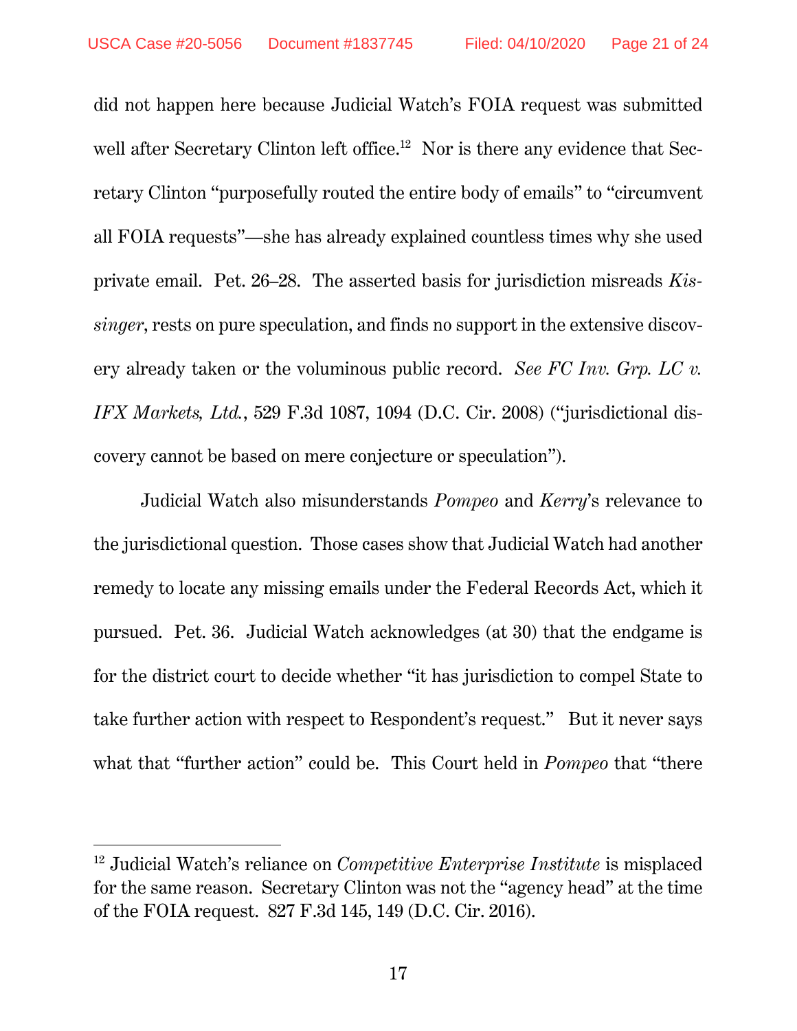did not happen here because Judicial Watch's FOIA request was submitted well after Secretary Clinton left office.[12] Nor is there any evidence that Secretary Clinton "purposefully routed the entire body of emails" to "circumvent all FOIA requests"—she has already explained countless times why she used private email. Pet. 26–28. The asserted basis for jurisdiction misreads *Kissinger*, rests on pure speculation, and finds no support in the extensive discovery already taken or the voluminous public record. *See FC Inv. Grp. LC v. IFX Markets, Ltd.*, 529 F.3d 1087, 1094 (D.C. Cir. 2008) ("jurisdictional discovery cannot be based on mere conjecture or speculation").

Judicial Watch also misunderstands *Pompeo* and *Kerry*'s relevance to the jurisdictional question. Those cases show that Judicial Watch had another remedy to locate any missing emails under the Federal Records Act, which it pursued. Pet. 36. Judicial Watch acknowledges (at 30) that the endgame is for the district court to decide whether "it has jurisdiction to compel State to take further action with respect to Respondent's request." But it never says what that "further action" could be. This Court held in *Pompeo* that "there

---

[12] Judicial Watch's reliance on *Competitive Enterprise Institute* is misplaced for the same reason. Secretary Clinton was not the "agency head" at the time of the FOIA request. 827 F.3d 145, 149 (D.C. Cir. 2016).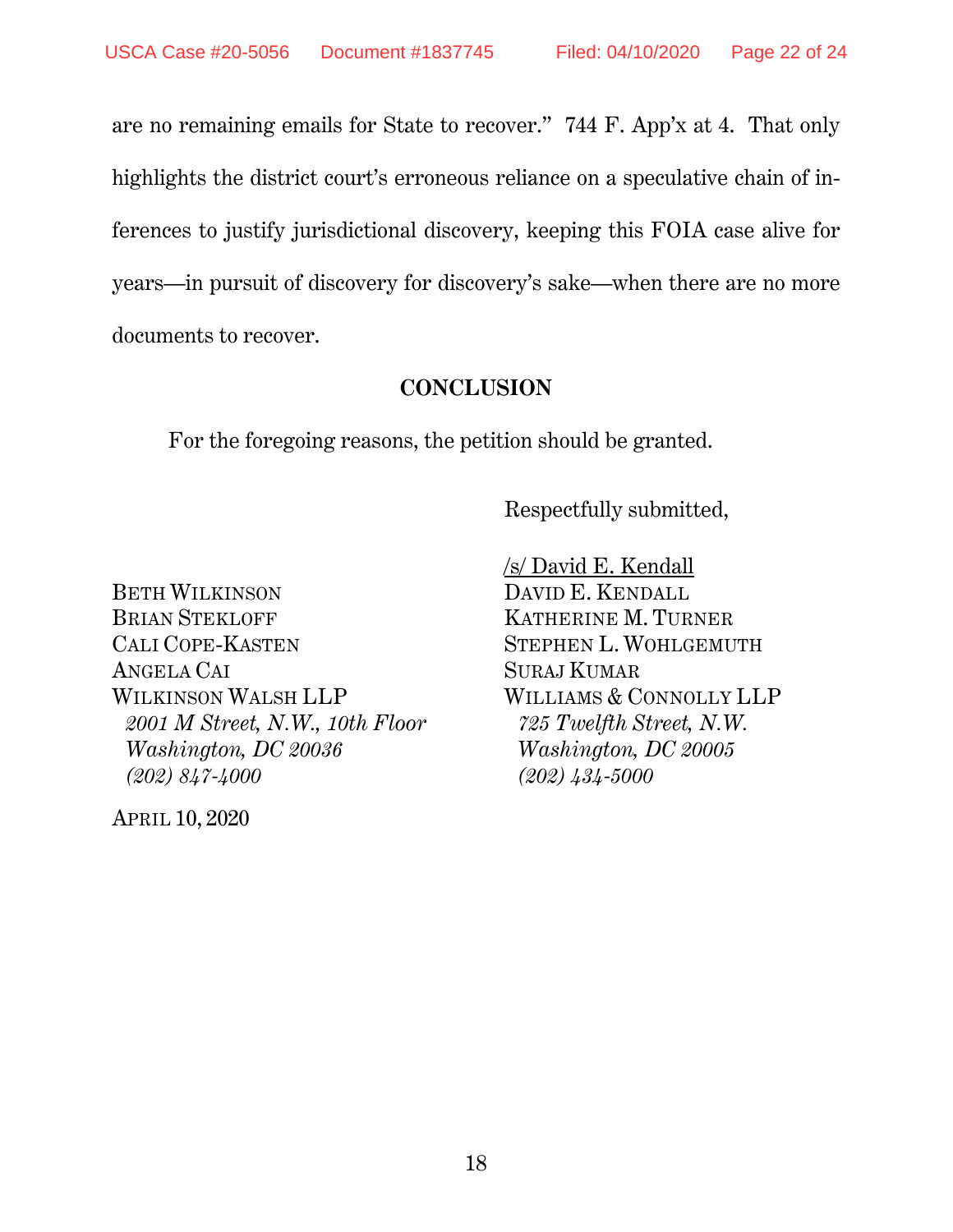are no remaining emails for State to recover." 744 F. App'x at 4. That only highlights the district court's erroneous reliance on a speculative chain of inferences to justify jurisdictional discovery, keeping this FOIA case alive for years—in pursuit of discovery for discovery's sake—when there are no more documents to recover.

## CONCLUSION

For the foregoing reasons, the petition should be granted.

Respectfully submitted,

/s/ David E. Kendall
DAVID E. KENDALL
KATHERINE M. TURNER
STEPHEN L. WOHLGEMUTH
SURAJ KUMAR
WILLIAMS & CONNOLLY LLP
*725 Twelfth Street, N.W.*
*Washington, DC 20005*
*(202) 434-5000*

BETH WILKINSON
BRIAN STEKLOFF
CALI COPE-KASTEN
ANGELA CAI
WILKINSON WALSH LLP
*2001 M Street, N.W., 10th Floor*
*Washington, DC 20036*
*(202) 847-4000*

APRIL 10, 2020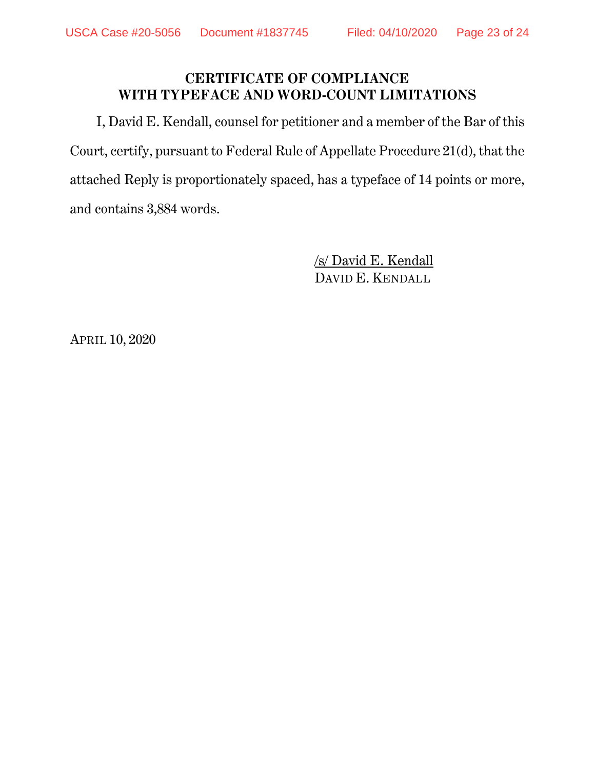## CERTIFICATE OF COMPLIANCE WITH TYPEFACE AND WORD-COUNT LIMITATIONS

I, David E. Kendall, counsel for petitioner and a member of the Bar of this Court, certify, pursuant to Federal Rule of Appellate Procedure 21(d), that the attached Reply is proportionately spaced, has a typeface of 14 points or more, and contains 3,884 words.

/s/ David E. Kendall
DAVID E. KENDALL

APRIL 10, 2020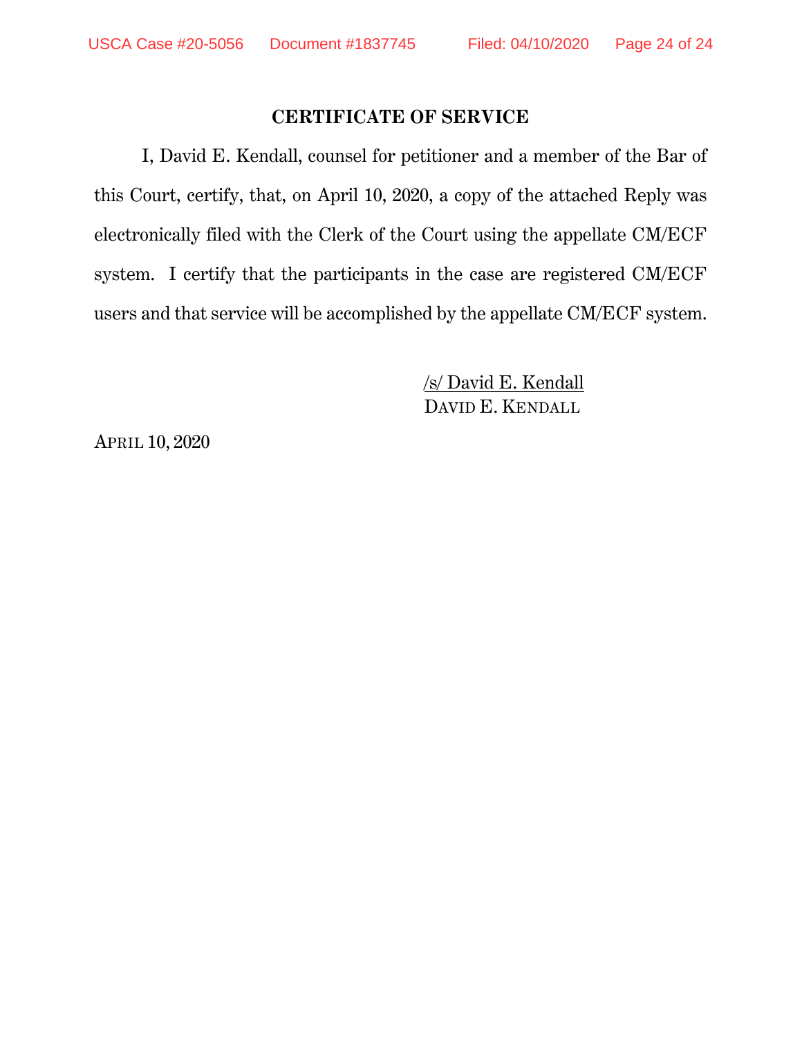## CERTIFICATE OF SERVICE

I, David E. Kendall, counsel for petitioner and a member of the Bar of this Court, certify, that, on April 10, 2020, a copy of the attached Reply was electronically filed with the Clerk of the Court using the appellate CM/ECF system. I certify that the participants in the case are registered CM/ECF users and that service will be accomplished by the appellate CM/ECF system.

/s/ David E. Kendall
DAVID E. KENDALL

APRIL 10, 2020